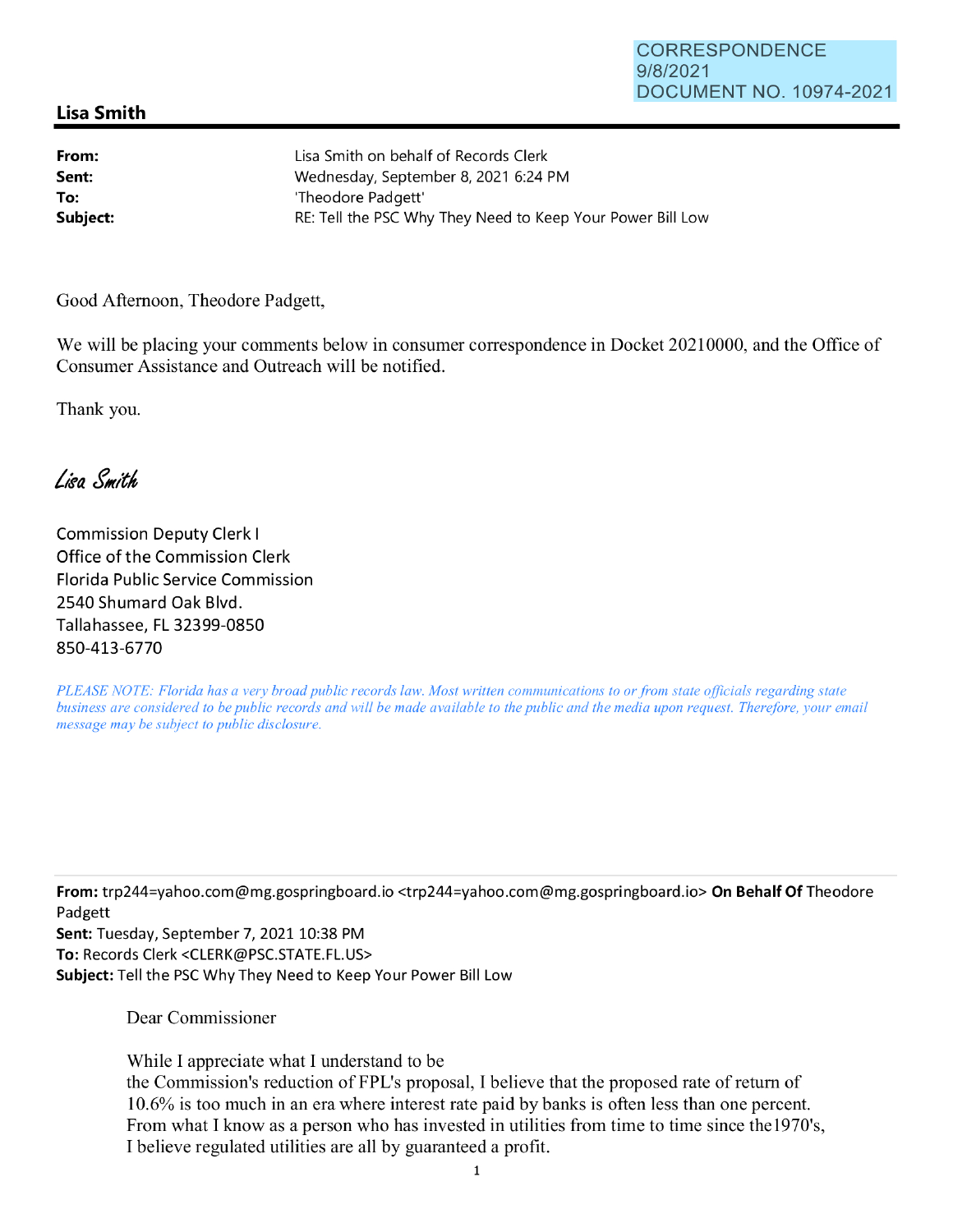CORRESPONDENCE
9/8/2021
DOCUMENT NO. 10974-2021

## Lisa Smith

| | |
|---|---|
| **From:** | Lisa Smith on behalf of Records Clerk |
| **Sent:** | Wednesday, September 8, 2021 6:24 PM |
| **To:** | 'Theodore Padgett' |
| **Subject:** | RE: Tell the PSC Why They Need to Keep Your Power Bill Low |

Good Afternoon, Theodore Padgett,

We will be placing your comments below in consumer correspondence in Docket 20210000, and the Office of Consumer Assistance and Outreach will be notified.

Thank you.

*Lisa Smith*

Commission Deputy Clerk I
Office of the Commission Clerk
Florida Public Service Commission
2540 Shumard Oak Blvd.
Tallahassee, FL 32399-0850
850-413-6770

*PLEASE NOTE: Florida has a very broad public records law. Most written communications to or from state officials regarding state business are considered to be public records and will be made available to the public and the media upon request. Therefore, your email message may be subject to public disclosure.*

---

**From:** trp244=yahoo.com@mg.gospringboard.io <trp244=yahoo.com@mg.gospringboard.io> **On Behalf Of** Theodore Padgett
**Sent:** Tuesday, September 7, 2021 10:38 PM
**To:** Records Clerk <CLERK@PSC.STATE.FL.US>
**Subject:** Tell the PSC Why They Need to Keep Your Power Bill Low

Dear Commissioner

While I appreciate what I understand to be
the Commission's reduction of FPL's proposal, I believe that the proposed rate of return of 10.6% is too much in an era where interest rate paid by banks is often less than one percent. From what I know as a person who has invested in utilities from time to time since the1970's, I believe regulated utilities are all by guaranteed a profit.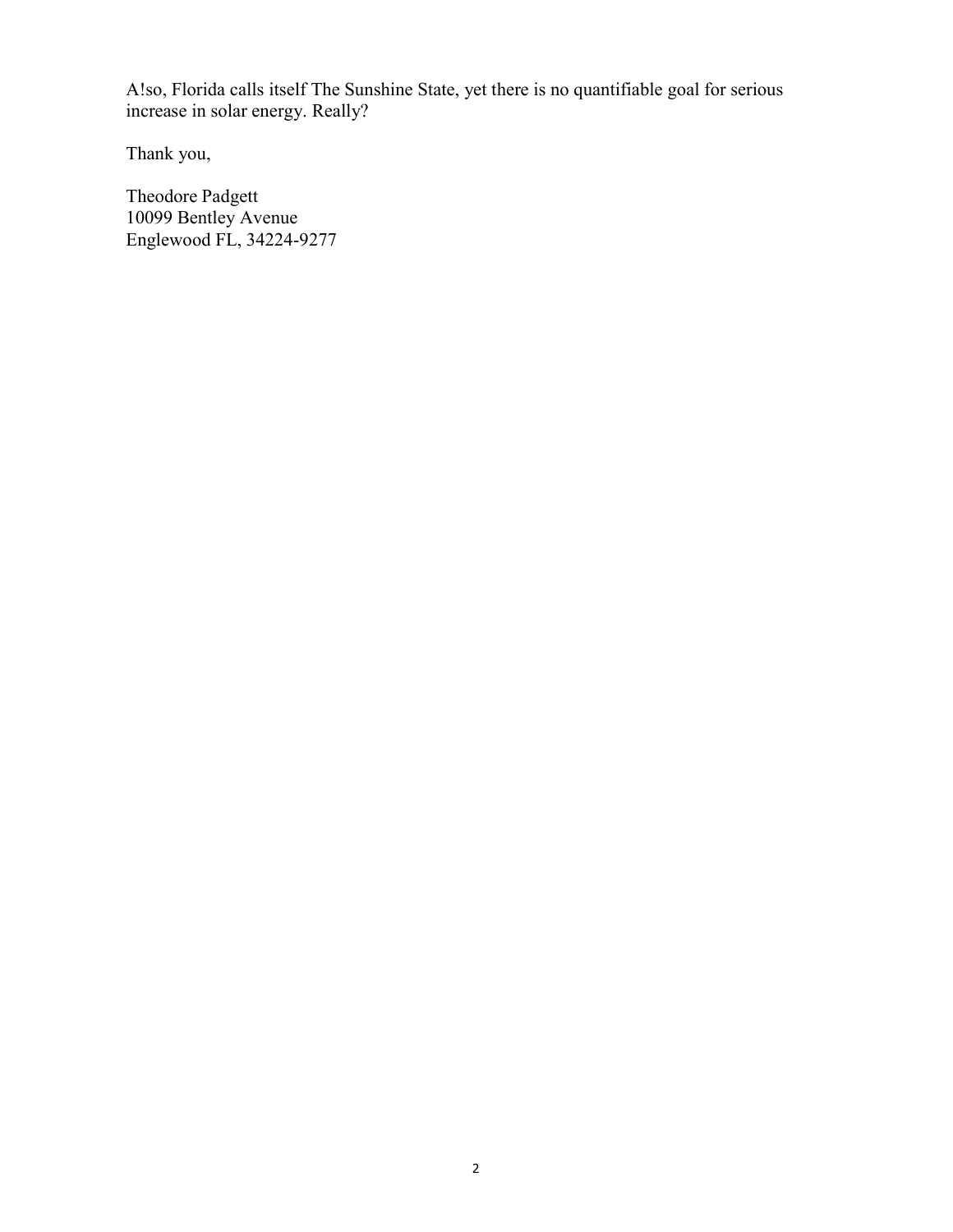A!so, Florida calls itself The Sunshine State, yet there is no quantifiable goal for serious increase in solar energy. Really?

Thank you,

Theodore Padgett
10099 Bentley Avenue
Englewood FL, 34224-9277